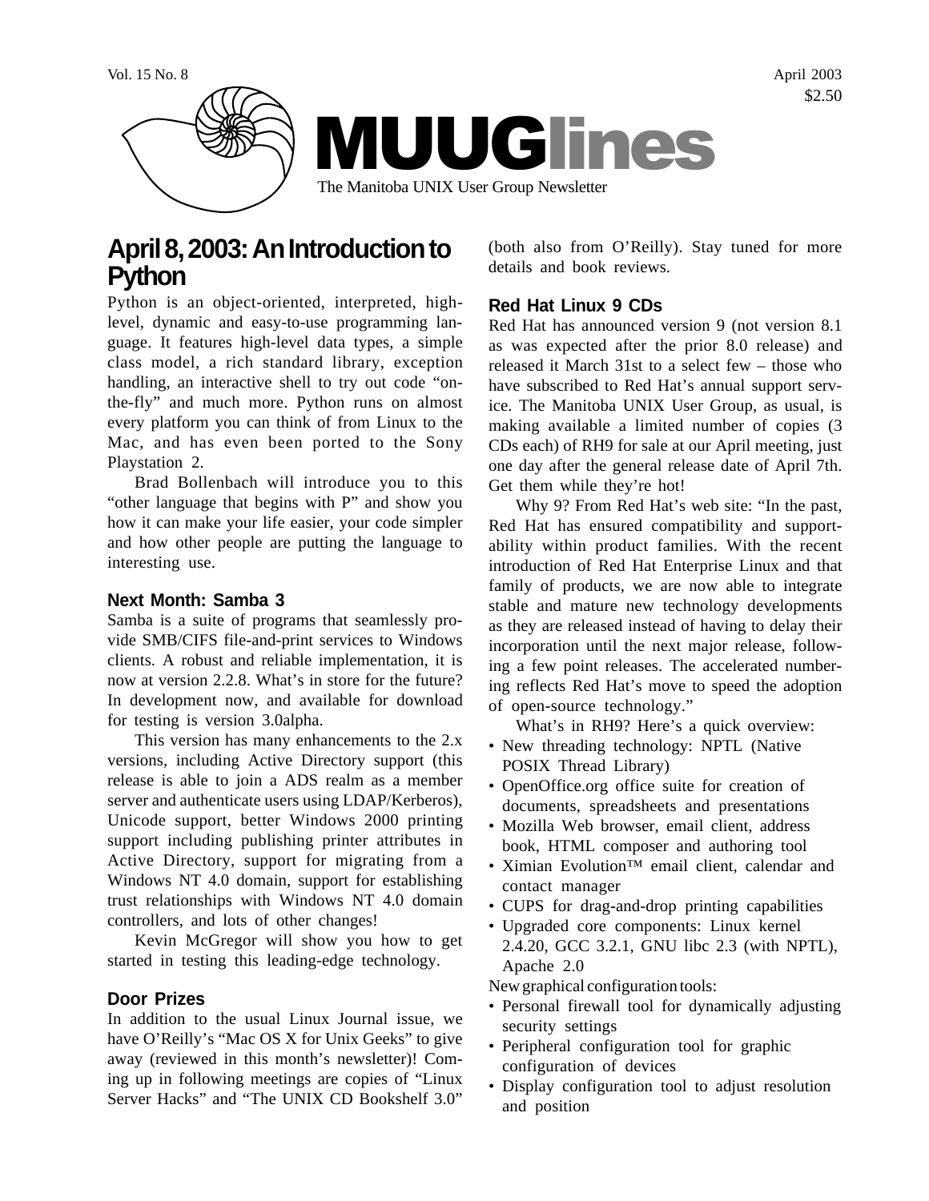Vol. 15 No. 8

April 2003

$2.50

# MUUGlines

The Manitoba UNIX User Group Newsletter

## April 8, 2003: An Introduction to Python

Python is an object-oriented, interpreted, high-level, dynamic and easy-to-use programming language. It features high-level data types, a simple class model, a rich standard library, exception handling, an interactive shell to try out code "on-the-fly" and much more. Python runs on almost every platform you can think of from Linux to the Mac, and has even been ported to the Sony Playstation 2.

Brad Bollenbach will introduce you to this "other language that begins with P" and show you how it can make your life easier, your code simpler and how other people are putting the language to interesting use.

### Next Month: Samba 3

Samba is a suite of programs that seamlessly provide SMB/CIFS file-and-print services to Windows clients. A robust and reliable implementation, it is now at version 2.2.8. What's in store for the future? In development now, and available for download for testing is version 3.0alpha.

This version has many enhancements to the 2.x versions, including Active Directory support (this release is able to join a ADS realm as a member server and authenticate users using LDAP/Kerberos), Unicode support, better Windows 2000 printing support including publishing printer attributes in Active Directory, support for migrating from a Windows NT 4.0 domain, support for establishing trust relationships with Windows NT 4.0 domain controllers, and lots of other changes!

Kevin McGregor will show you how to get started in testing this leading-edge technology.

### Door Prizes

In addition to the usual Linux Journal issue, we have O'Reilly's "Mac OS X for Unix Geeks" to give away (reviewed in this month's newsletter)! Coming up in following meetings are copies of "Linux Server Hacks" and "The UNIX CD Bookshelf 3.0" (both also from O'Reilly). Stay tuned for more details and book reviews.

### Red Hat Linux 9 CDs

Red Hat has announced version 9 (not version 8.1 as was expected after the prior 8.0 release) and released it March 31st to a select few – those who have subscribed to Red Hat's annual support service. The Manitoba UNIX User Group, as usual, is making available a limited number of copies (3 CDs each) of RH9 for sale at our April meeting, just one day after the general release date of April 7th. Get them while they're hot!

Why 9? From Red Hat's web site: "In the past, Red Hat has ensured compatibility and supportability within product families. With the recent introduction of Red Hat Enterprise Linux and that family of products, we are now able to integrate stable and mature new technology developments as they are released instead of having to delay their incorporation until the next major release, following a few point releases. The accelerated numbering reflects Red Hat's move to speed the adoption of open-source technology."

What's in RH9? Here's a quick overview:

- New threading technology: NPTL (Native POSIX Thread Library)
- OpenOffice.org office suite for creation of documents, spreadsheets and presentations
- Mozilla Web browser, email client, address book, HTML composer and authoring tool
- Ximian Evolution™ email client, calendar and contact manager
- CUPS for drag-and-drop printing capabilities
- Upgraded core components: Linux kernel 2.4.20, GCC 3.2.1, GNU libc 2.3 (with NPTL), Apache 2.0

New graphical configuration tools:

- Personal firewall tool for dynamically adjusting security settings
- Peripheral configuration tool for graphic configuration of devices
- Display configuration tool to adjust resolution and position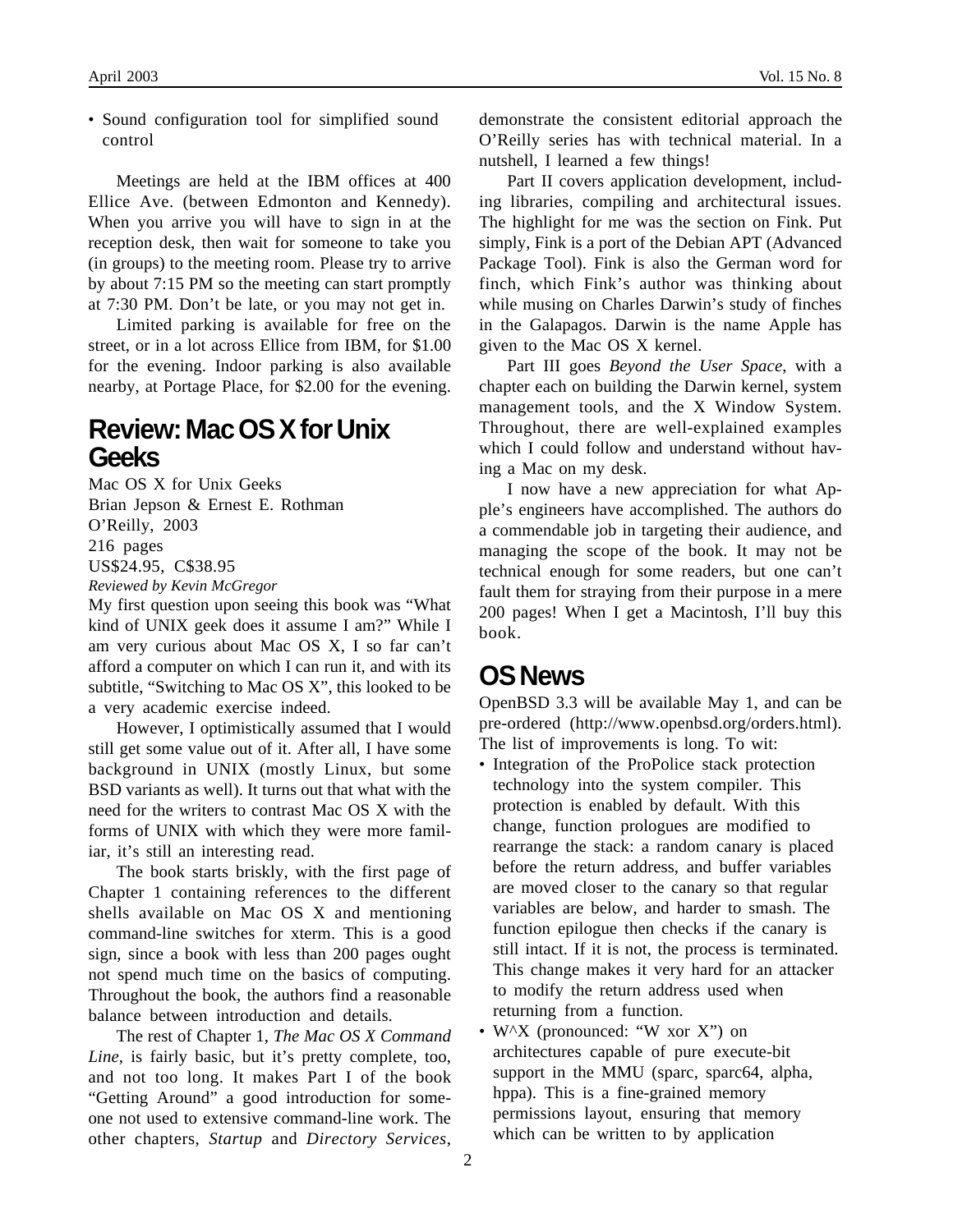- Sound configuration tool for simplified sound control

Meetings are held at the IBM offices at 400 Ellice Ave. (between Edmonton and Kennedy). When you arrive you will have to sign in at the reception desk, then wait for someone to take you (in groups) to the meeting room. Please try to arrive by about 7:15 PM so the meeting can start promptly at 7:30 PM. Don't be late, or you may not get in.

Limited parking is available for free on the street, or in a lot across Ellice from IBM, for $1.00 for the evening. Indoor parking is also available nearby, at Portage Place, for $2.00 for the evening.

## Review: Mac OS X for Unix Geeks

Mac OS X for Unix Geeks
Brian Jepson & Ernest E. Rothman
O'Reilly, 2003
216 pages
US$24.95, C$38.95
*Reviewed by Kevin McGregor*

My first question upon seeing this book was "What kind of UNIX geek does it assume I am?" While I am very curious about Mac OS X, I so far can't afford a computer on which I can run it, and with its subtitle, "Switching to Mac OS X", this looked to be a very academic exercise indeed.

However, I optimistically assumed that I would still get some value out of it. After all, I have some background in UNIX (mostly Linux, but some BSD variants as well). It turns out that what with the need for the writers to contrast Mac OS X with the forms of UNIX with which they were more familiar, it's still an interesting read.

The book starts briskly, with the first page of Chapter 1 containing references to the different shells available on Mac OS X and mentioning command-line switches for xterm. This is a good sign, since a book with less than 200 pages ought not spend much time on the basics of computing. Throughout the book, the authors find a reasonable balance between introduction and details.

The rest of Chapter 1, *The Mac OS X Command Line*, is fairly basic, but it's pretty complete, too, and not too long. It makes Part I of the book "Getting Around" a good introduction for someone not used to extensive command-line work. The other chapters, *Startup* and *Directory Services*, demonstrate the consistent editorial approach the O'Reilly series has with technical material. In a nutshell, I learned a few things!

Part II covers application development, including libraries, compiling and architectural issues. The highlight for me was the section on Fink. Put simply, Fink is a port of the Debian APT (Advanced Package Tool). Fink is also the German word for finch, which Fink's author was thinking about while musing on Charles Darwin's study of finches in the Galapagos. Darwin is the name Apple has given to the Mac OS X kernel.

Part III goes *Beyond the User Space*, with a chapter each on building the Darwin kernel, system management tools, and the X Window System. Throughout, there are well-explained examples which I could follow and understand without having a Mac on my desk.

I now have a new appreciation for what Apple's engineers have accomplished. The authors do a commendable job in targeting their audience, and managing the scope of the book. It may not be technical enough for some readers, but one can't fault them for straying from their purpose in a mere 200 pages! When I get a Macintosh, I'll buy this book.

## OS News

OpenBSD 3.3 will be available May 1, and can be pre-ordered (http://www.openbsd.org/orders.html). The list of improvements is long. To wit:

- Integration of the ProPolice stack protection technology into the system compiler. This protection is enabled by default. With this change, function prologues are modified to rearrange the stack: a random canary is placed before the return address, and buffer variables are moved closer to the canary so that regular variables are below, and harder to smash. The function epilogue then checks if the canary is still intact. If it is not, the process is terminated. This change makes it very hard for an attacker to modify the return address used when returning from a function.
- W^X (pronounced: "W xor X") on architectures capable of pure execute-bit support in the MMU (sparc, sparc64, alpha, hppa). This is a fine-grained memory permissions layout, ensuring that memory which can be written to by application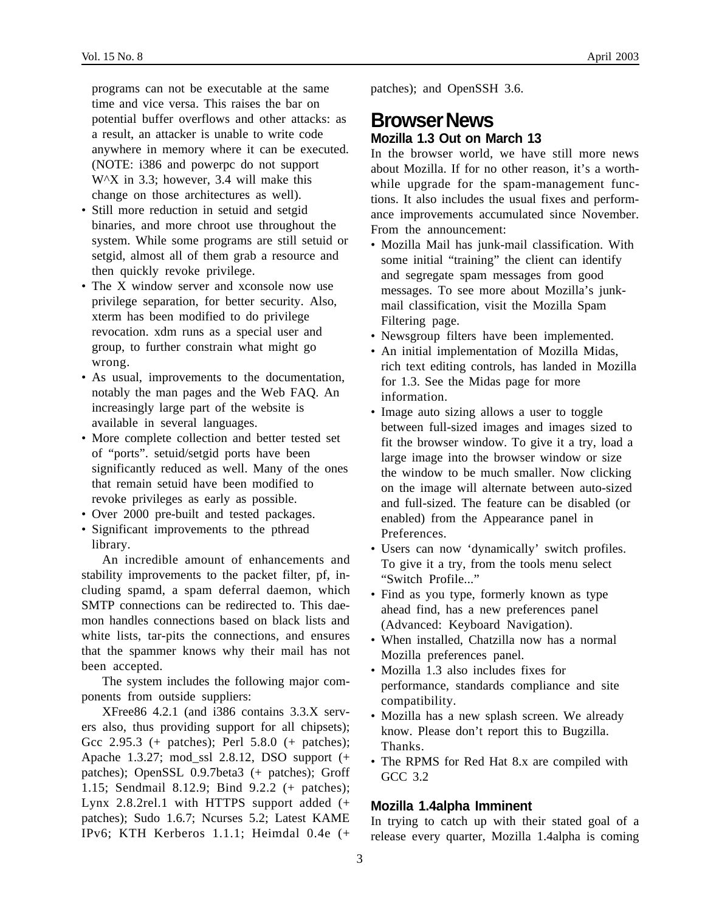programs can not be executable at the same time and vice versa. This raises the bar on potential buffer overflows and other attacks: as a result, an attacker is unable to write code anywhere in memory where it can be executed. (NOTE: i386 and powerpc do not support W^X in 3.3; however, 3.4 will make this change on those architectures as well).

- Still more reduction in setuid and setgid binaries, and more chroot use throughout the system. While some programs are still setuid or setgid, almost all of them grab a resource and then quickly revoke privilege.
- The X window server and xconsole now use privilege separation, for better security. Also, xterm has been modified to do privilege revocation. xdm runs as a special user and group, to further constrain what might go wrong.
- As usual, improvements to the documentation, notably the man pages and the Web FAQ. An increasingly large part of the website is available in several languages.
- More complete collection and better tested set of "ports". setuid/setgid ports have been significantly reduced as well. Many of the ones that remain setuid have been modified to revoke privileges as early as possible.
- Over 2000 pre-built and tested packages.
- Significant improvements to the pthread library.

An incredible amount of enhancements and stability improvements to the packet filter, pf, including spamd, a spam deferral daemon, which SMTP connections can be redirected to. This daemon handles connections based on black lists and white lists, tar-pits the connections, and ensures that the spammer knows why their mail has not been accepted.

The system includes the following major components from outside suppliers:

XFree86 4.2.1 (and i386 contains 3.3.X servers also, thus providing support for all chipsets); Gcc 2.95.3 (+ patches); Perl 5.8.0 (+ patches); Apache 1.3.27; mod_ssl 2.8.12, DSO support (+ patches); OpenSSL 0.9.7beta3 (+ patches); Groff 1.15; Sendmail 8.12.9; Bind 9.2.2 (+ patches); Lynx 2.8.2rel.1 with HTTPS support added (+ patches); Sudo 1.6.7; Ncurses 5.2; Latest KAME IPv6; KTH Kerberos 1.1.1; Heimdal 0.4e (+ patches); and OpenSSH 3.6.

# Browser News

## Mozilla 1.3 Out on March 13

In the browser world, we have still more news about Mozilla. If for no other reason, it's a worthwhile upgrade for the spam-management functions. It also includes the usual fixes and performance improvements accumulated since November. From the announcement:

- Mozilla Mail has junk-mail classification. With some initial "training" the client can identify and segregate spam messages from good messages. To see more about Mozilla's junk-mail classification, visit the Mozilla Spam Filtering page.
- Newsgroup filters have been implemented.
- An initial implementation of Mozilla Midas, rich text editing controls, has landed in Mozilla for 1.3. See the Midas page for more information.
- Image auto sizing allows a user to toggle between full-sized images and images sized to fit the browser window. To give it a try, load a large image into the browser window or size the window to be much smaller. Now clicking on the image will alternate between auto-sized and full-sized. The feature can be disabled (or enabled) from the Appearance panel in Preferences.
- Users can now 'dynamically' switch profiles. To give it a try, from the tools menu select "Switch Profile..."
- Find as you type, formerly known as type ahead find, has a new preferences panel (Advanced: Keyboard Navigation).
- When installed, Chatzilla now has a normal Mozilla preferences panel.
- Mozilla 1.3 also includes fixes for performance, standards compliance and site compatibility.
- Mozilla has a new splash screen. We already know. Please don't report this to Bugzilla. Thanks.
- The RPMS for Red Hat 8.x are compiled with GCC 3.2

## Mozilla 1.4alpha Imminent

In trying to catch up with their stated goal of a release every quarter, Mozilla 1.4alpha is coming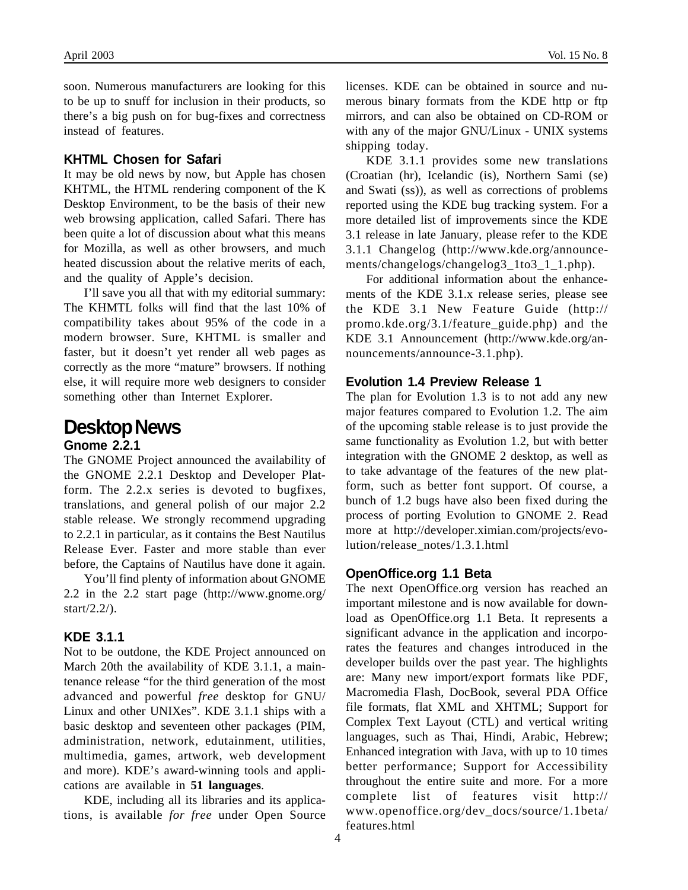soon. Numerous manufacturers are looking for this to be up to snuff for inclusion in their products, so there's a big push on for bug-fixes and correctness instead of features.

### KHTML Chosen for Safari

It may be old news by now, but Apple has chosen KHTML, the HTML rendering component of the K Desktop Environment, to be the basis of their new web browsing application, called Safari. There has been quite a lot of discussion about what this means for Mozilla, as well as other browsers, and much heated discussion about the relative merits of each, and the quality of Apple's decision.

I'll save you all that with my editorial summary: The KHMTL folks will find that the last 10% of compatibility takes about 95% of the code in a modern browser. Sure, KHTML is smaller and faster, but it doesn't yet render all web pages as correctly as the more "mature" browsers. If nothing else, it will require more web designers to consider something other than Internet Explorer.

## Desktop News

### Gnome 2.2.1

The GNOME Project announced the availability of the GNOME 2.2.1 Desktop and Developer Platform. The 2.2.x series is devoted to bugfixes, translations, and general polish of our major 2.2 stable release. We strongly recommend upgrading to 2.2.1 in particular, as it contains the Best Nautilus Release Ever. Faster and more stable than ever before, the Captains of Nautilus have done it again.

You'll find plenty of information about GNOME 2.2 in the 2.2 start page (http://www.gnome.org/start/2.2/).

### KDE 3.1.1

Not to be outdone, the KDE Project announced on March 20th the availability of KDE 3.1.1, a maintenance release "for the third generation of the most advanced and powerful *free* desktop for GNU/Linux and other UNIXes". KDE 3.1.1 ships with a basic desktop and seventeen other packages (PIM, administration, network, edutainment, utilities, multimedia, games, artwork, web development and more). KDE's award-winning tools and applications are available in **51 languages**.

KDE, including all its libraries and its applications, is available *for free* under Open Source licenses. KDE can be obtained in source and numerous binary formats from the KDE http or ftp mirrors, and can also be obtained on CD-ROM or with any of the major GNU/Linux - UNIX systems shipping today.

KDE 3.1.1 provides some new translations (Croatian (hr), Icelandic (is), Northern Sami (se) and Swati (ss)), as well as corrections of problems reported using the KDE bug tracking system. For a more detailed list of improvements since the KDE 3.1 release in late January, please refer to the KDE 3.1.1 Changelog (http://www.kde.org/announcements/changelogs/changelog3_1to3_1_1.php).

For additional information about the enhancements of the KDE 3.1.x release series, please see the KDE 3.1 New Feature Guide (http://promo.kde.org/3.1/feature_guide.php) and the KDE 3.1 Announcement (http://www.kde.org/announcements/announce-3.1.php).

### Evolution 1.4 Preview Release 1

The plan for Evolution 1.3 is to not add any new major features compared to Evolution 1.2. The aim of the upcoming stable release is to just provide the same functionality as Evolution 1.2, but with better integration with the GNOME 2 desktop, as well as to take advantage of the features of the new platform, such as better font support. Of course, a bunch of 1.2 bugs have also been fixed during the process of porting Evolution to GNOME 2. Read more at http://developer.ximian.com/projects/evolution/release_notes/1.3.1.html

### OpenOffice.org 1.1 Beta

The next OpenOffice.org version has reached an important milestone and is now available for download as OpenOffice.org 1.1 Beta. It represents a significant advance in the application and incorporates the features and changes introduced in the developer builds over the past year. The highlights are: Many new import/export formats like PDF, Macromedia Flash, DocBook, several PDA Office file formats, flat XML and XHTML; Support for Complex Text Layout (CTL) and vertical writing languages, such as Thai, Hindi, Arabic, Hebrew; Enhanced integration with Java, with up to 10 times better performance; Support for Accessibility throughout the entire suite and more. For a more complete list of features visit http://www.openoffice.org/dev_docs/source/1.1beta/features.html